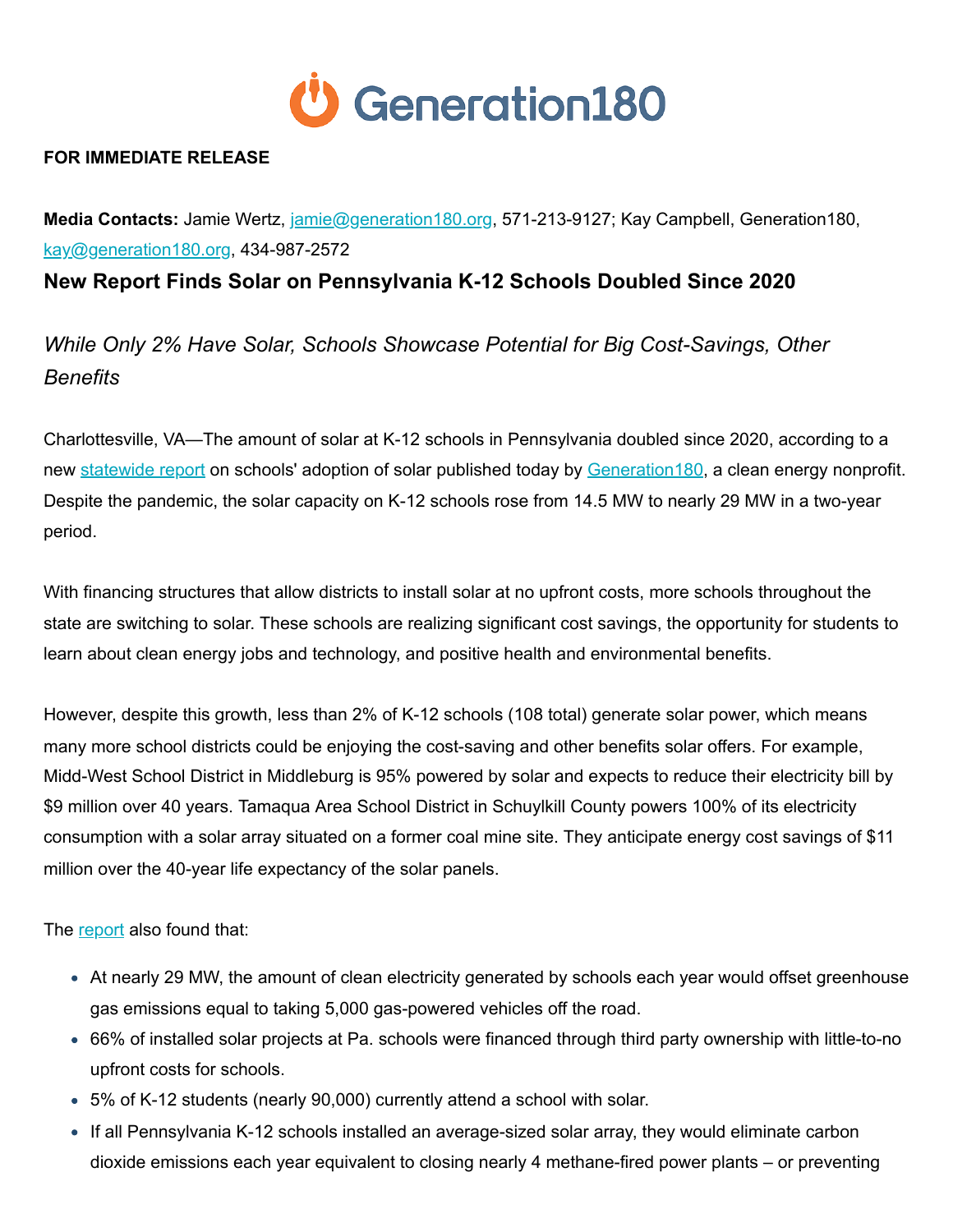Generation180

**FOR IMMEDIATE RELEASE**

**Media Contacts:** Jamie Wertz, jamie@generation180.org, 571-213-9127; Kay Campbell, Generation180, kay@generation180.org, 434-987-2572

# New Report Finds Solar on Pennsylvania K-12 Schools Doubled Since 2020

## *While Only 2% Have Solar, Schools Showcase Potential for Big Cost-Savings, Other Benefits*

Charlottesville, VA—The amount of solar at K-12 schools in Pennsylvania doubled since 2020, according to a new statewide report on schools' adoption of solar published today by Generation180, a clean energy nonprofit. Despite the pandemic, the solar capacity on K-12 schools rose from 14.5 MW to nearly 29 MW in a two-year period.

With financing structures that allow districts to install solar at no upfront costs, more schools throughout the state are switching to solar. These schools are realizing significant cost savings, the opportunity for students to learn about clean energy jobs and technology, and positive health and environmental benefits.

However, despite this growth, less than 2% of K-12 schools (108 total) generate solar power, which means many more school districts could be enjoying the cost-saving and other benefits solar offers. For example, Midd-West School District in Middleburg is 95% powered by solar and expects to reduce their electricity bill by $9 million over 40 years. Tamaqua Area School District in Schuylkill County powers 100% of its electricity consumption with a solar array situated on a former coal mine site. They anticipate energy cost savings of $11 million over the 40-year life expectancy of the solar panels.

The report also found that:

- At nearly 29 MW, the amount of clean electricity generated by schools each year would offset greenhouse gas emissions equal to taking 5,000 gas-powered vehicles off the road.
- 66% of installed solar projects at Pa. schools were financed through third party ownership with little-to-no upfront costs for schools.
- 5% of K-12 students (nearly 90,000) currently attend a school with solar.
- If all Pennsylvania K-12 schools installed an average-sized solar array, they would eliminate carbon dioxide emissions each year equivalent to closing nearly 4 methane-fired power plants – or preventing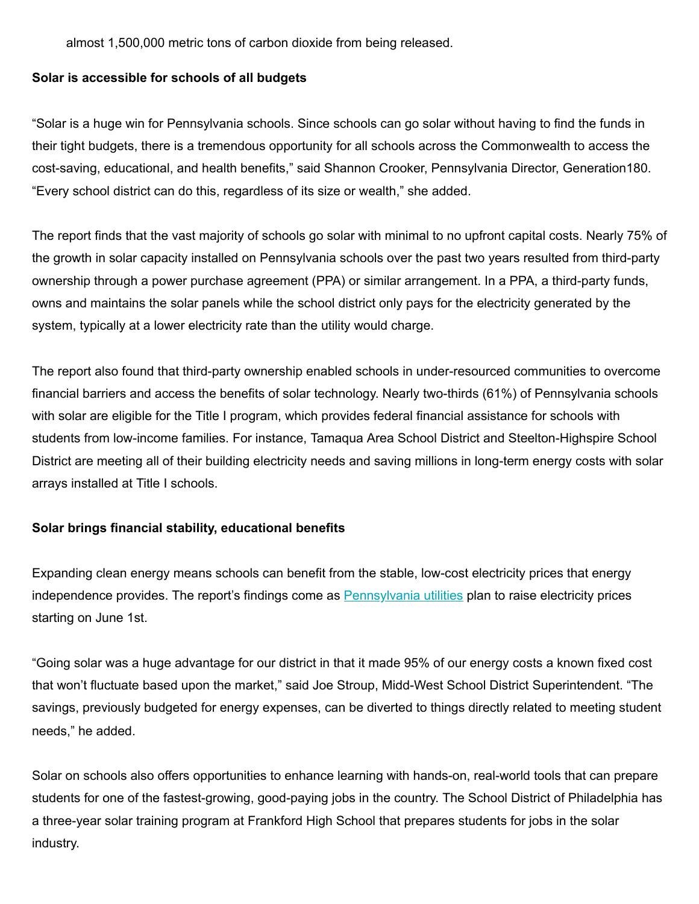almost 1,500,000 metric tons of carbon dioxide from being released.

**Solar is accessible for schools of all budgets**

"Solar is a huge win for Pennsylvania schools. Since schools can go solar without having to find the funds in their tight budgets, there is a tremendous opportunity for all schools across the Commonwealth to access the cost-saving, educational, and health benefits," said Shannon Crooker, Pennsylvania Director, Generation180. "Every school district can do this, regardless of its size or wealth," she added.

The report finds that the vast majority of schools go solar with minimal to no upfront capital costs. Nearly 75% of the growth in solar capacity installed on Pennsylvania schools over the past two years resulted from third-party ownership through a power purchase agreement (PPA) or similar arrangement. In a PPA, a third-party funds, owns and maintains the solar panels while the school district only pays for the electricity generated by the system, typically at a lower electricity rate than the utility would charge.

The report also found that third-party ownership enabled schools in under-resourced communities to overcome financial barriers and access the benefits of solar technology. Nearly two-thirds (61%) of Pennsylvania schools with solar are eligible for the Title I program, which provides federal financial assistance for schools with students from low-income families. For instance, Tamaqua Area School District and Steelton-Highspire School District are meeting all of their building electricity needs and saving millions in long-term energy costs with solar arrays installed at Title I schools.

**Solar brings financial stability, educational benefits**

Expanding clean energy means schools can benefit from the stable, low-cost electricity prices that energy independence provides. The report's findings come as Pennsylvania utilities plan to raise electricity prices starting on June 1st.

"Going solar was a huge advantage for our district in that it made 95% of our energy costs a known fixed cost that won't fluctuate based upon the market," said Joe Stroup, Midd-West School District Superintendent. "The savings, previously budgeted for energy expenses, can be diverted to things directly related to meeting student needs," he added.

Solar on schools also offers opportunities to enhance learning with hands-on, real-world tools that can prepare students for one of the fastest-growing, good-paying jobs in the country. The School District of Philadelphia has a three-year solar training program at Frankford High School that prepares students for jobs in the solar industry.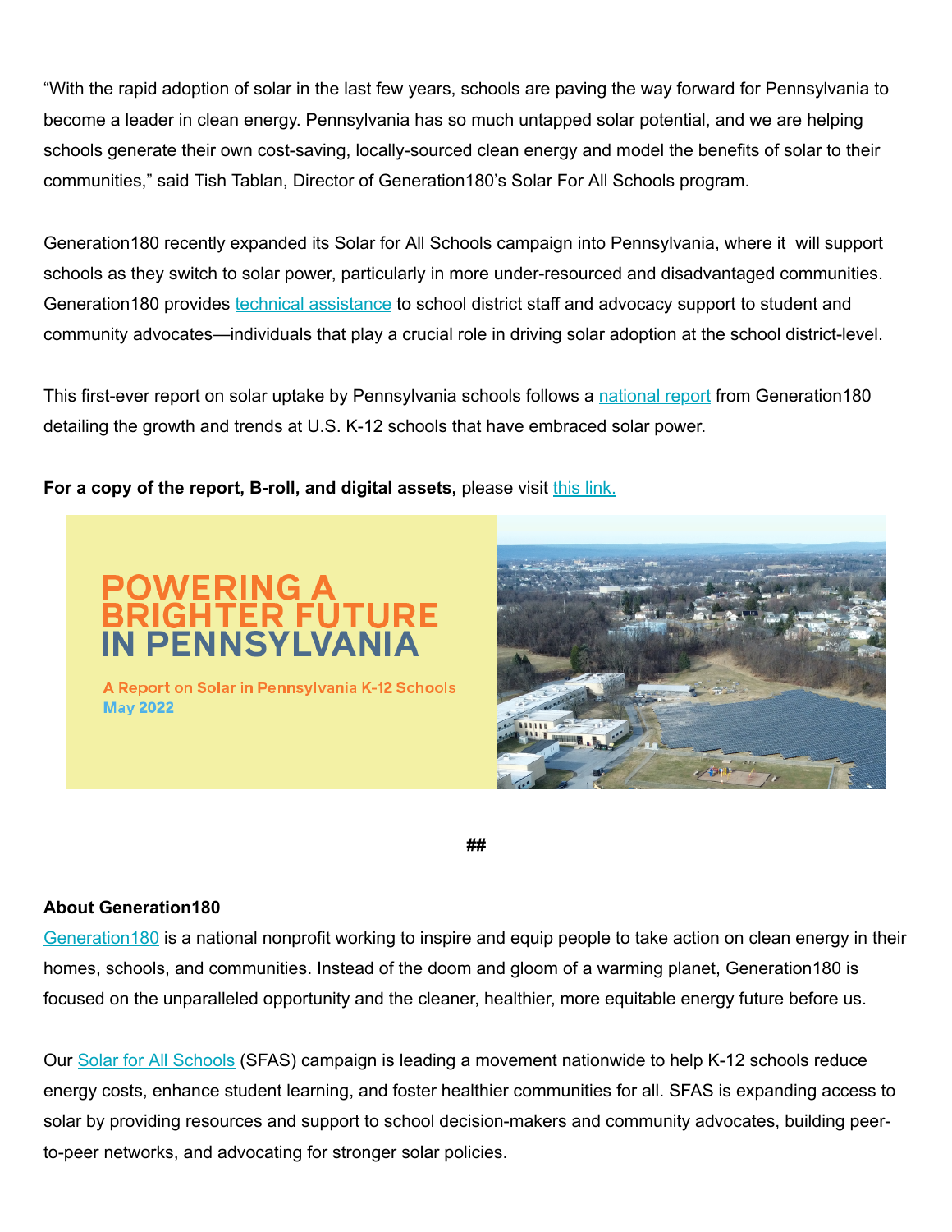"With the rapid adoption of solar in the last few years, schools are paving the way forward for Pennsylvania to become a leader in clean energy. Pennsylvania has so much untapped solar potential, and we are helping schools generate their own cost-saving, locally-sourced clean energy and model the benefits of solar to their communities," said Tish Tablan, Director of Generation180's Solar For All Schools program.

Generation180 recently expanded its Solar for All Schools campaign into Pennsylvania, where it will support schools as they switch to solar power, particularly in more under-resourced and disadvantaged communities. Generation180 provides technical assistance to school district staff and advocacy support to student and community advocates—individuals that play a crucial role in driving solar adoption at the school district-level.

This first-ever report on solar uptake by Pennsylvania schools follows a national report from Generation180 detailing the growth and trends at U.S. K-12 schools that have embraced solar power.

**For a copy of the report, B-roll, and digital assets,** please visit this link.

POWERING A BRIGHTER FUTURE IN PENNSYLVANIA

A Report on Solar in Pennsylvania K-12 Schools

May 2022

##

**About Generation180**

Generation180 is a national nonprofit working to inspire and equip people to take action on clean energy in their homes, schools, and communities. Instead of the doom and gloom of a warming planet, Generation180 is focused on the unparalleled opportunity and the cleaner, healthier, more equitable energy future before us.

Our Solar for All Schools (SFAS) campaign is leading a movement nationwide to help K-12 schools reduce energy costs, enhance student learning, and foster healthier communities for all. SFAS is expanding access to solar by providing resources and support to school decision-makers and community advocates, building peer-to-peer networks, and advocating for stronger solar policies.